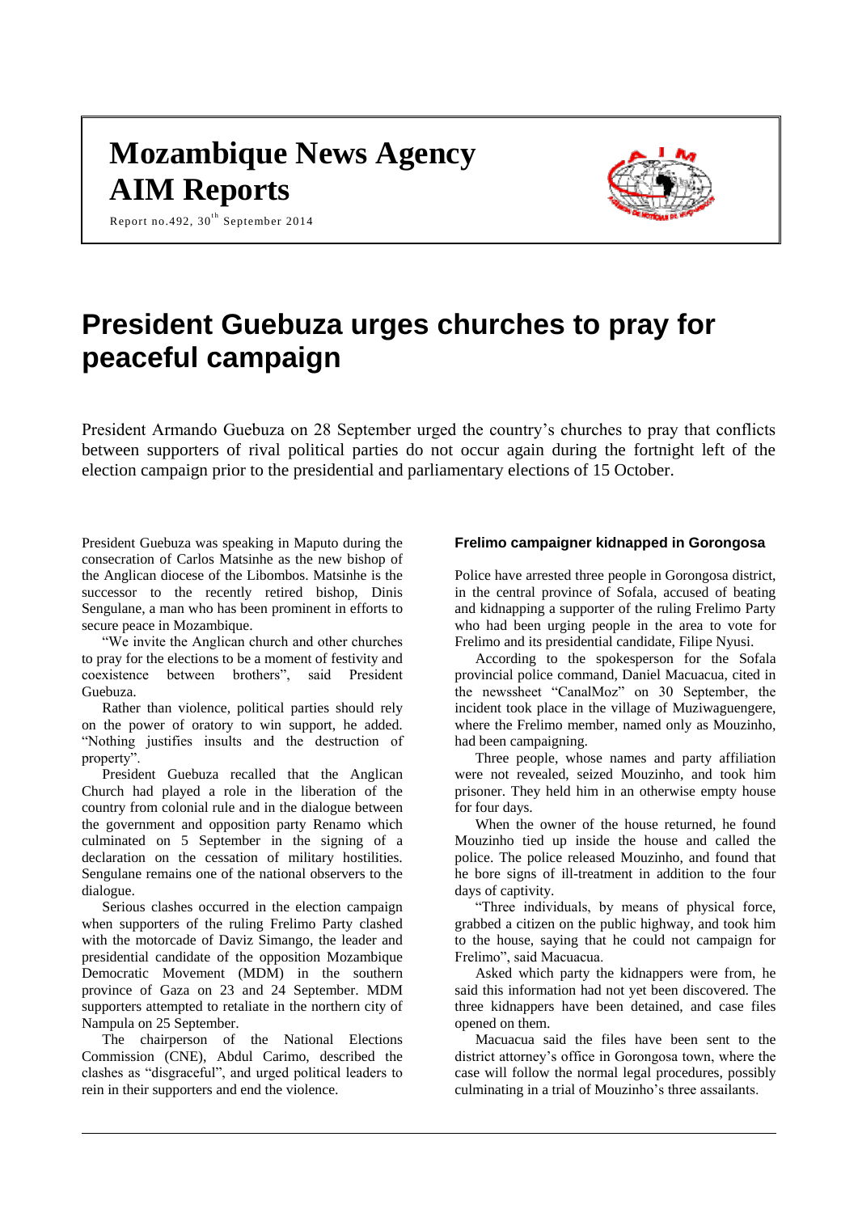# Mozambique News Agency
# AIM Reports

Report no.492, 30th September 2014

# President Guebuza urges churches to pray for peaceful campaign

President Armando Guebuza on 28 September urged the country's churches to pray that conflicts between supporters of rival political parties do not occur again during the fortnight left of the election campaign prior to the presidential and parliamentary elections of 15 October.

President Guebuza was speaking in Maputo during the consecration of Carlos Matsinhe as the new bishop of the Anglican diocese of the Libombos. Matsinhe is the successor to the recently retired bishop, Dinis Sengulane, a man who has been prominent in efforts to secure peace in Mozambique.

"We invite the Anglican church and other churches to pray for the elections to be a moment of festivity and coexistence between brothers", said President Guebuza.

Rather than violence, political parties should rely on the power of oratory to win support, he added. "Nothing justifies insults and the destruction of property".

President Guebuza recalled that the Anglican Church had played a role in the liberation of the country from colonial rule and in the dialogue between the government and opposition party Renamo which culminated on 5 September in the signing of a declaration on the cessation of military hostilities. Sengulane remains one of the national observers to the dialogue.

Serious clashes occurred in the election campaign when supporters of the ruling Frelimo Party clashed with the motorcade of Daviz Simango, the leader and presidential candidate of the opposition Mozambique Democratic Movement (MDM) in the southern province of Gaza on 23 and 24 September. MDM supporters attempted to retaliate in the northern city of Nampula on 25 September.

The chairperson of the National Elections Commission (CNE), Abdul Carimo, described the clashes as "disgraceful", and urged political leaders to rein in their supporters and end the violence.

### Frelimo campaigner kidnapped in Gorongosa

Police have arrested three people in Gorongosa district, in the central province of Sofala, accused of beating and kidnapping a supporter of the ruling Frelimo Party who had been urging people in the area to vote for Frelimo and its presidential candidate, Filipe Nyusi.

According to the spokesperson for the Sofala provincial police command, Daniel Macuacua, cited in the newssheet "CanalMoz" on 30 September, the incident took place in the village of Muziwaguengere, where the Frelimo member, named only as Mouzinho, had been campaigning.

Three people, whose names and party affiliation were not revealed, seized Mouzinho, and took him prisoner. They held him in an otherwise empty house for four days.

When the owner of the house returned, he found Mouzinho tied up inside the house and called the police. The police released Mouzinho, and found that he bore signs of ill-treatment in addition to the four days of captivity.

"Three individuals, by means of physical force, grabbed a citizen on the public highway, and took him to the house, saying that he could not campaign for Frelimo", said Macuacua.

Asked which party the kidnappers were from, he said this information had not yet been discovered. The three kidnappers have been detained, and case files opened on them.

Macuacua said the files have been sent to the district attorney's office in Gorongosa town, where the case will follow the normal legal procedures, possibly culminating in a trial of Mouzinho's three assailants.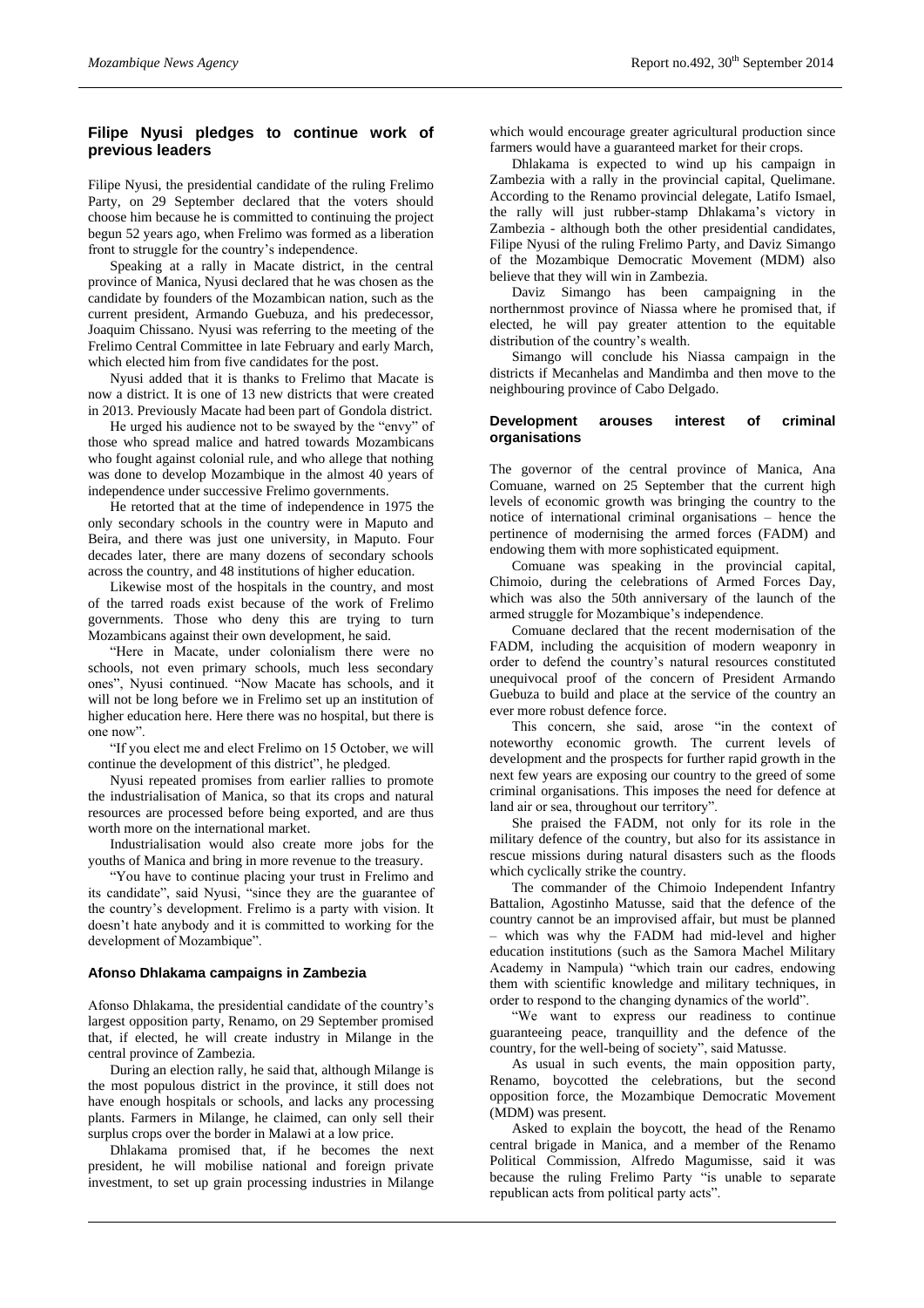## Filipe Nyusi pledges to continue work of previous leaders

Filipe Nyusi, the presidential candidate of the ruling Frelimo Party, on 29 September declared that the voters should choose him because he is committed to continuing the project begun 52 years ago, when Frelimo was formed as a liberation front to struggle for the country's independence.

Speaking at a rally in Macate district, in the central province of Manica, Nyusi declared that he was chosen as the candidate by founders of the Mozambican nation, such as the current president, Armando Guebuza, and his predecessor, Joaquim Chissano. Nyusi was referring to the meeting of the Frelimo Central Committee in late February and early March, which elected him from five candidates for the post.

Nyusi added that it is thanks to Frelimo that Macate is now a district. It is one of 13 new districts that were created in 2013. Previously Macate had been part of Gondola district.

He urged his audience not to be swayed by the "envy" of those who spread malice and hatred towards Mozambicans who fought against colonial rule, and who allege that nothing was done to develop Mozambique in the almost 40 years of independence under successive Frelimo governments.

He retorted that at the time of independence in 1975 the only secondary schools in the country were in Maputo and Beira, and there was just one university, in Maputo. Four decades later, there are many dozens of secondary schools across the country, and 48 institutions of higher education.

Likewise most of the hospitals in the country, and most of the tarred roads exist because of the work of Frelimo governments. Those who deny this are trying to turn Mozambicans against their own development, he said.

"Here in Macate, under colonialism there were no schools, not even primary schools, much less secondary ones", Nyusi continued. "Now Macate has schools, and it will not be long before we in Frelimo set up an institution of higher education here. Here there was no hospital, but there is one now".

"If you elect me and elect Frelimo on 15 October, we will continue the development of this district", he pledged.

Nyusi repeated promises from earlier rallies to promote the industrialisation of Manica, so that its crops and natural resources are processed before being exported, and are thus worth more on the international market.

Industrialisation would also create more jobs for the youths of Manica and bring in more revenue to the treasury.

"You have to continue placing your trust in Frelimo and its candidate", said Nyusi, "since they are the guarantee of the country's development. Frelimo is a party with vision. It doesn't hate anybody and it is committed to working for the development of Mozambique".

## Afonso Dhlakama campaigns in Zambezia

Afonso Dhlakama, the presidential candidate of the country's largest opposition party, Renamo, on 29 September promised that, if elected, he will create industry in Milange in the central province of Zambezia.

During an election rally, he said that, although Milange is the most populous district in the province, it still does not have enough hospitals or schools, and lacks any processing plants. Farmers in Milange, he claimed, can only sell their surplus crops over the border in Malawi at a low price.

Dhlakama promised that, if he becomes the next president, he will mobilise national and foreign private investment, to set up grain processing industries in Milange which would encourage greater agricultural production since farmers would have a guaranteed market for their crops.

Dhlakama is expected to wind up his campaign in Zambezia with a rally in the provincial capital, Quelimane. According to the Renamo provincial delegate, Latifo Ismael, the rally will just rubber-stamp Dhlakama's victory in Zambezia - although both the other presidential candidates, Filipe Nyusi of the ruling Frelimo Party, and Daviz Simango of the Mozambique Democratic Movement (MDM) also believe that they will win in Zambezia.

Daviz Simango has been campaigning in the northernmost province of Niassa where he promised that, if elected, he will pay greater attention to the equitable distribution of the country's wealth.

Simango will conclude his Niassa campaign in the districts if Mecanhelas and Mandimba and then move to the neighbouring province of Cabo Delgado.

## Development arouses interest of criminal organisations

The governor of the central province of Manica, Ana Comuane, warned on 25 September that the current high levels of economic growth was bringing the country to the notice of international criminal organisations – hence the pertinence of modernising the armed forces (FADM) and endowing them with more sophisticated equipment.

Comuane was speaking in the provincial capital, Chimoio, during the celebrations of Armed Forces Day, which was also the 50th anniversary of the launch of the armed struggle for Mozambique's independence.

Comuane declared that the recent modernisation of the FADM, including the acquisition of modern weaponry in order to defend the country's natural resources constituted unequivocal proof of the concern of President Armando Guebuza to build and place at the service of the country an ever more robust defence force.

This concern, she said, arose "in the context of noteworthy economic growth. The current levels of development and the prospects for further rapid growth in the next few years are exposing our country to the greed of some criminal organisations. This imposes the need for defence at land air or sea, throughout our territory".

She praised the FADM, not only for its role in the military defence of the country, but also for its assistance in rescue missions during natural disasters such as the floods which cyclically strike the country.

The commander of the Chimoio Independent Infantry Battalion, Agostinho Matusse, said that the defence of the country cannot be an improvised affair, but must be planned – which was why the FADM had mid-level and higher education institutions (such as the Samora Machel Military Academy in Nampula) "which train our cadres, endowing them with scientific knowledge and military techniques, in order to respond to the changing dynamics of the world".

"We want to express our readiness to continue guaranteeing peace, tranquillity and the defence of the country, for the well-being of society", said Matusse.

As usual in such events, the main opposition party, Renamo, boycotted the celebrations, but the second opposition force, the Mozambique Democratic Movement (MDM) was present.

Asked to explain the boycott, the head of the Renamo central brigade in Manica, and a member of the Renamo Political Commission, Alfredo Magumisse, said it was because the ruling Frelimo Party "is unable to separate republican acts from political party acts".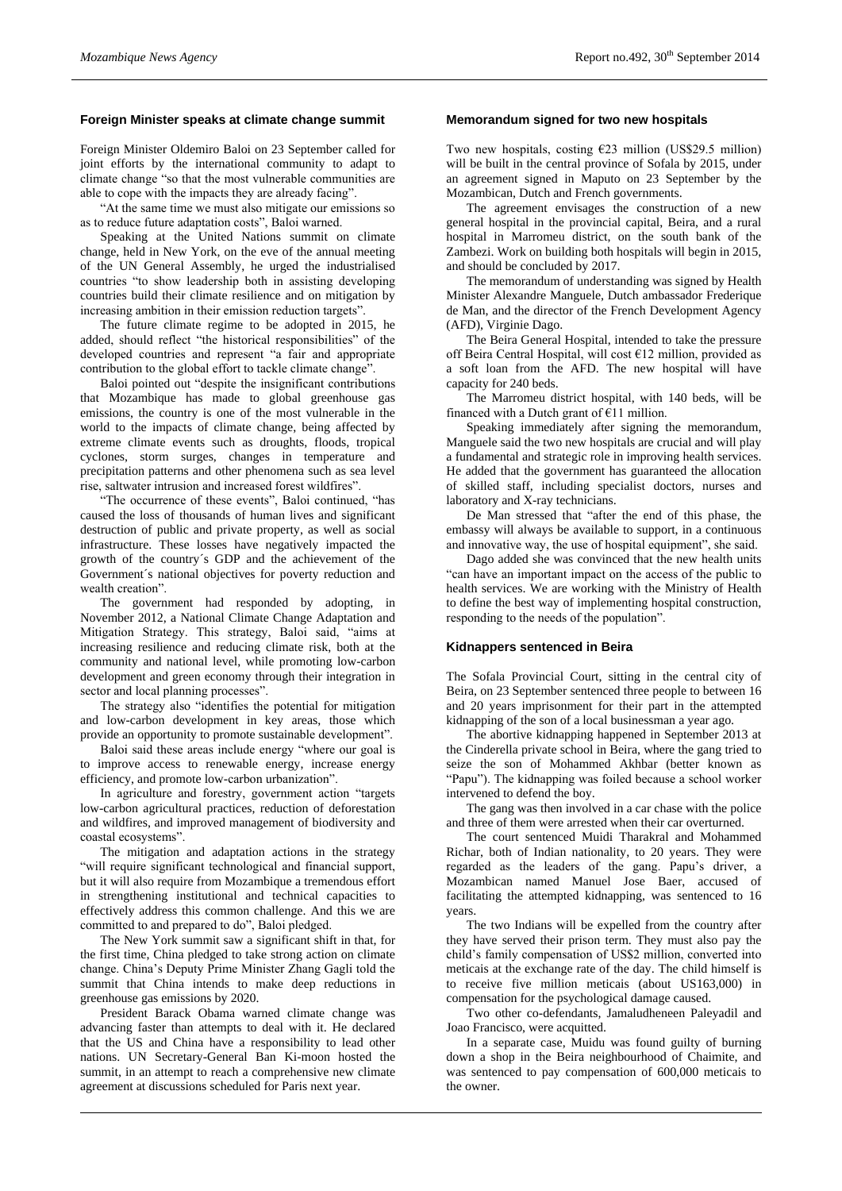## Foreign Minister speaks at climate change summit

Foreign Minister Oldemiro Baloi on 23 September called for joint efforts by the international community to adapt to climate change "so that the most vulnerable communities are able to cope with the impacts they are already facing".

"At the same time we must also mitigate our emissions so as to reduce future adaptation costs", Baloi warned.

Speaking at the United Nations summit on climate change, held in New York, on the eve of the annual meeting of the UN General Assembly, he urged the industrialised countries "to show leadership both in assisting developing countries build their climate resilience and on mitigation by increasing ambition in their emission reduction targets".

The future climate regime to be adopted in 2015, he added, should reflect "the historical responsibilities" of the developed countries and represent "a fair and appropriate contribution to the global effort to tackle climate change".

Baloi pointed out "despite the insignificant contributions that Mozambique has made to global greenhouse gas emissions, the country is one of the most vulnerable in the world to the impacts of climate change, being affected by extreme climate events such as droughts, floods, tropical cyclones, storm surges, changes in temperature and precipitation patterns and other phenomena such as sea level rise, saltwater intrusion and increased forest wildfires".

"The occurrence of these events", Baloi continued, "has caused the loss of thousands of human lives and significant destruction of public and private property, as well as social infrastructure. These losses have negatively impacted the growth of the country´s GDP and the achievement of the Government´s national objectives for poverty reduction and wealth creation".

The government had responded by adopting, in November 2012, a National Climate Change Adaptation and Mitigation Strategy. This strategy, Baloi said, "aims at increasing resilience and reducing climate risk, both at the community and national level, while promoting low-carbon development and green economy through their integration in sector and local planning processes".

The strategy also "identifies the potential for mitigation and low-carbon development in key areas, those which provide an opportunity to promote sustainable development".

Baloi said these areas include energy "where our goal is to improve access to renewable energy, increase energy efficiency, and promote low-carbon urbanization".

In agriculture and forestry, government action "targets low-carbon agricultural practices, reduction of deforestation and wildfires, and improved management of biodiversity and coastal ecosystems".

The mitigation and adaptation actions in the strategy "will require significant technological and financial support, but it will also require from Mozambique a tremendous effort in strengthening institutional and technical capacities to effectively address this common challenge. And this we are committed to and prepared to do", Baloi pledged.

The New York summit saw a significant shift in that, for the first time, China pledged to take strong action on climate change. China's Deputy Prime Minister Zhang Gagli told the summit that China intends to make deep reductions in greenhouse gas emissions by 2020.

President Barack Obama warned climate change was advancing faster than attempts to deal with it. He declared that the US and China have a responsibility to lead other nations. UN Secretary-General Ban Ki-moon hosted the summit, in an attempt to reach a comprehensive new climate agreement at discussions scheduled for Paris next year.

## Memorandum signed for two new hospitals

Two new hospitals, costing €23 million (US$29.5 million) will be built in the central province of Sofala by 2015, under an agreement signed in Maputo on 23 September by the Mozambican, Dutch and French governments.

The agreement envisages the construction of a new general hospital in the provincial capital, Beira, and a rural hospital in Marromeu district, on the south bank of the Zambezi. Work on building both hospitals will begin in 2015, and should be concluded by 2017.

The memorandum of understanding was signed by Health Minister Alexandre Manguele, Dutch ambassador Frederique de Man, and the director of the French Development Agency (AFD), Virginie Dago.

The Beira General Hospital, intended to take the pressure off Beira Central Hospital, will cost €12 million, provided as a soft loan from the AFD. The new hospital will have capacity for 240 beds.

The Marromeu district hospital, with 140 beds, will be financed with a Dutch grant of €11 million.

Speaking immediately after signing the memorandum, Manguele said the two new hospitals are crucial and will play a fundamental and strategic role in improving health services. He added that the government has guaranteed the allocation of skilled staff, including specialist doctors, nurses and laboratory and X-ray technicians.

De Man stressed that "after the end of this phase, the embassy will always be available to support, in a continuous and innovative way, the use of hospital equipment", she said.

Dago added she was convinced that the new health units "can have an important impact on the access of the public to health services. We are working with the Ministry of Health to define the best way of implementing hospital construction, responding to the needs of the population".

## Kidnappers sentenced in Beira

The Sofala Provincial Court, sitting in the central city of Beira, on 23 September sentenced three people to between 16 and 20 years imprisonment for their part in the attempted kidnapping of the son of a local businessman a year ago.

The abortive kidnapping happened in September 2013 at the Cinderella private school in Beira, where the gang tried to seize the son of Mohammed Akhbar (better known as "Papu"). The kidnapping was foiled because a school worker intervened to defend the boy.

The gang was then involved in a car chase with the police and three of them were arrested when their car overturned.

The court sentenced Muidi Tharakral and Mohammed Richar, both of Indian nationality, to 20 years. They were regarded as the leaders of the gang. Papu's driver, a Mozambican named Manuel Jose Baer, accused of facilitating the attempted kidnapping, was sentenced to 16 years.

The two Indians will be expelled from the country after they have served their prison term. They must also pay the child's family compensation of US$2 million, converted into meticais at the exchange rate of the day. The child himself is to receive five million meticais (about US163,000) in compensation for the psychological damage caused.

Two other co-defendants, Jamaludheneen Paleyadil and Joao Francisco, were acquitted.

In a separate case, Muidu was found guilty of burning down a shop in the Beira neighbourhood of Chaimite, and was sentenced to pay compensation of 600,000 meticais to the owner.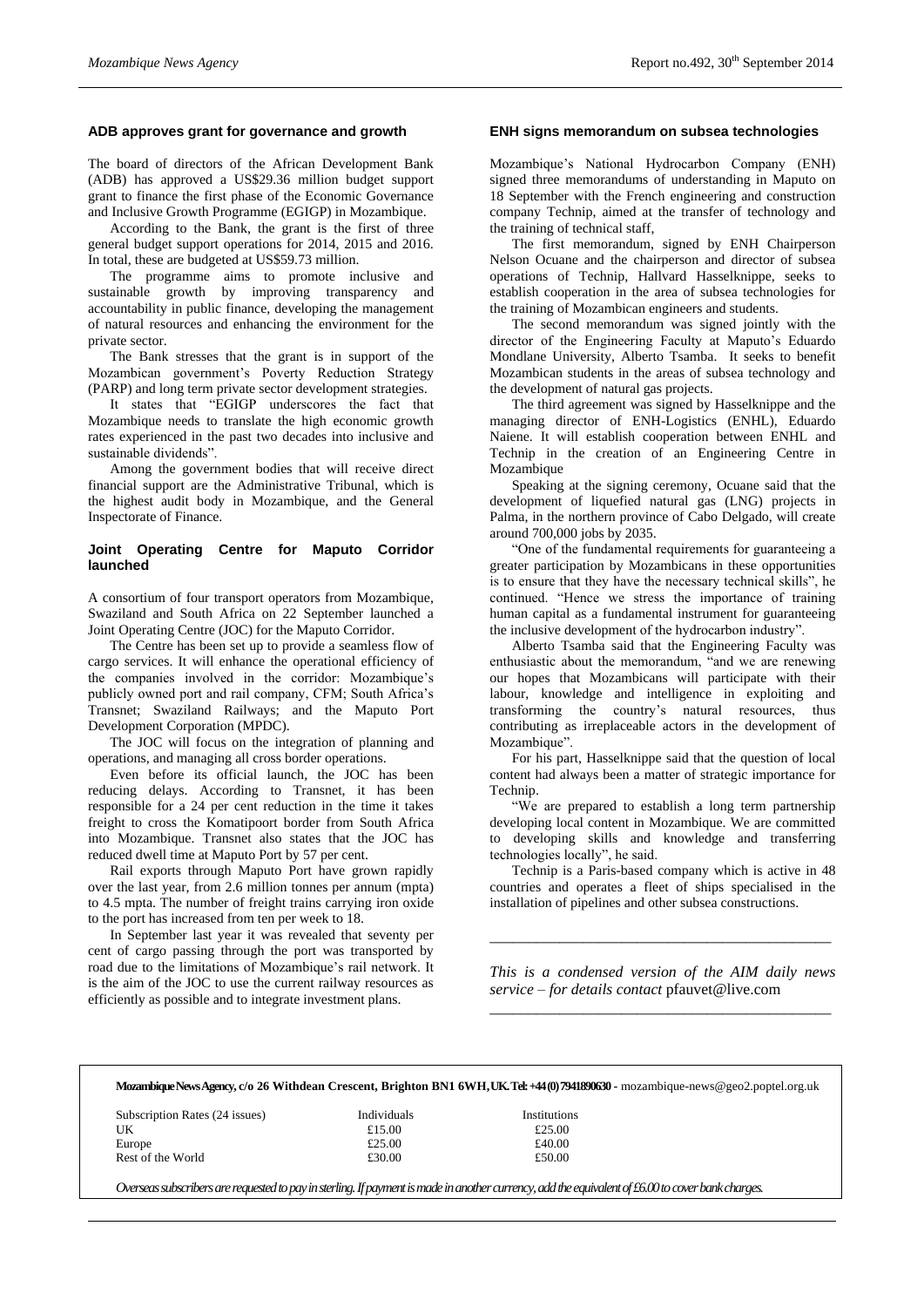## ADB approves grant for governance and growth

The board of directors of the African Development Bank (ADB) has approved a US$29.36 million budget support grant to finance the first phase of the Economic Governance and Inclusive Growth Programme (EGIGP) in Mozambique.

According to the Bank, the grant is the first of three general budget support operations for 2014, 2015 and 2016. In total, these are budgeted at US$59.73 million.

The programme aims to promote inclusive and sustainable growth by improving transparency and accountability in public finance, developing the management of natural resources and enhancing the environment for the private sector.

The Bank stresses that the grant is in support of the Mozambican government's Poverty Reduction Strategy (PARP) and long term private sector development strategies.

It states that "EGIGP underscores the fact that Mozambique needs to translate the high economic growth rates experienced in the past two decades into inclusive and sustainable dividends".

Among the government bodies that will receive direct financial support are the Administrative Tribunal, which is the highest audit body in Mozambique, and the General Inspectorate of Finance.

## Joint Operating Centre for Maputo Corridor launched

A consortium of four transport operators from Mozambique, Swaziland and South Africa on 22 September launched a Joint Operating Centre (JOC) for the Maputo Corridor.

The Centre has been set up to provide a seamless flow of cargo services. It will enhance the operational efficiency of the companies involved in the corridor: Mozambique's publicly owned port and rail company, CFM; South Africa's Transnet; Swaziland Railways; and the Maputo Port Development Corporation (MPDC).

The JOC will focus on the integration of planning and operations, and managing all cross border operations.

Even before its official launch, the JOC has been reducing delays. According to Transnet, it has been responsible for a 24 per cent reduction in the time it takes freight to cross the Komatipoort border from South Africa into Mozambique. Transnet also states that the JOC has reduced dwell time at Maputo Port by 57 per cent.

Rail exports through Maputo Port have grown rapidly over the last year, from 2.6 million tonnes per annum (mpta) to 4.5 mpta. The number of freight trains carrying iron oxide to the port has increased from ten per week to 18.

In September last year it was revealed that seventy per cent of cargo passing through the port was transported by road due to the limitations of Mozambique's rail network. It is the aim of the JOC to use the current railway resources as efficiently as possible and to integrate investment plans.

## ENH signs memorandum on subsea technologies

Mozambique's National Hydrocarbon Company (ENH) signed three memorandums of understanding in Maputo on 18 September with the French engineering and construction company Technip, aimed at the transfer of technology and the training of technical staff,

The first memorandum, signed by ENH Chairperson Nelson Ocuane and the chairperson and director of subsea operations of Technip, Hallvard Hasselknippe, seeks to establish cooperation in the area of subsea technologies for the training of Mozambican engineers and students.

The second memorandum was signed jointly with the director of the Engineering Faculty at Maputo's Eduardo Mondlane University, Alberto Tsamba. It seeks to benefit Mozambican students in the areas of subsea technology and the development of natural gas projects.

The third agreement was signed by Hasselknippe and the managing director of ENH-Logistics (ENHL), Eduardo Naiene. It will establish cooperation between ENHL and Technip in the creation of an Engineering Centre in Mozambique

Speaking at the signing ceremony, Ocuane said that the development of liquefied natural gas (LNG) projects in Palma, in the northern province of Cabo Delgado, will create around 700,000 jobs by 2035.

"One of the fundamental requirements for guaranteeing a greater participation by Mozambicans in these opportunities is to ensure that they have the necessary technical skills", he continued. "Hence we stress the importance of training human capital as a fundamental instrument for guaranteeing the inclusive development of the hydrocarbon industry".

Alberto Tsamba said that the Engineering Faculty was enthusiastic about the memorandum, "and we are renewing our hopes that Mozambicans will participate with their labour, knowledge and intelligence in exploiting and transforming the country's natural resources, thus contributing as irreplaceable actors in the development of Mozambique".

For his part, Hasselknippe said that the question of local content had always been a matter of strategic importance for Technip.

"We are prepared to establish a long term partnership developing local content in Mozambique. We are committed to developing skills and knowledge and transferring technologies locally", he said.

Technip is a Paris-based company which is active in 48 countries and operates a fleet of ships specialised in the installation of pipelines and other subsea constructions.

---

*This is a condensed version of the AIM daily news service – for details contact* pfauvet@live.com

---

**Mozambique News Agency, c/o 26 Withdean Crescent, Brighton BN1 6WH, UK. Tel: +44 (0) 7941890630 -** mozambique-news@geo2.poptel.org.uk

| Subscription Rates (24 issues) | Individuals | Institutions |
|---|---|---|
| UK | £15.00 | £25.00 |
| Europe | £25.00 | £40.00 |
| Rest of the World | £30.00 | £50.00 |

*Overseas subscribers are requested to pay in sterling. If payment is made in another currency, add the equivalent of £6.00 to cover bank charges.*